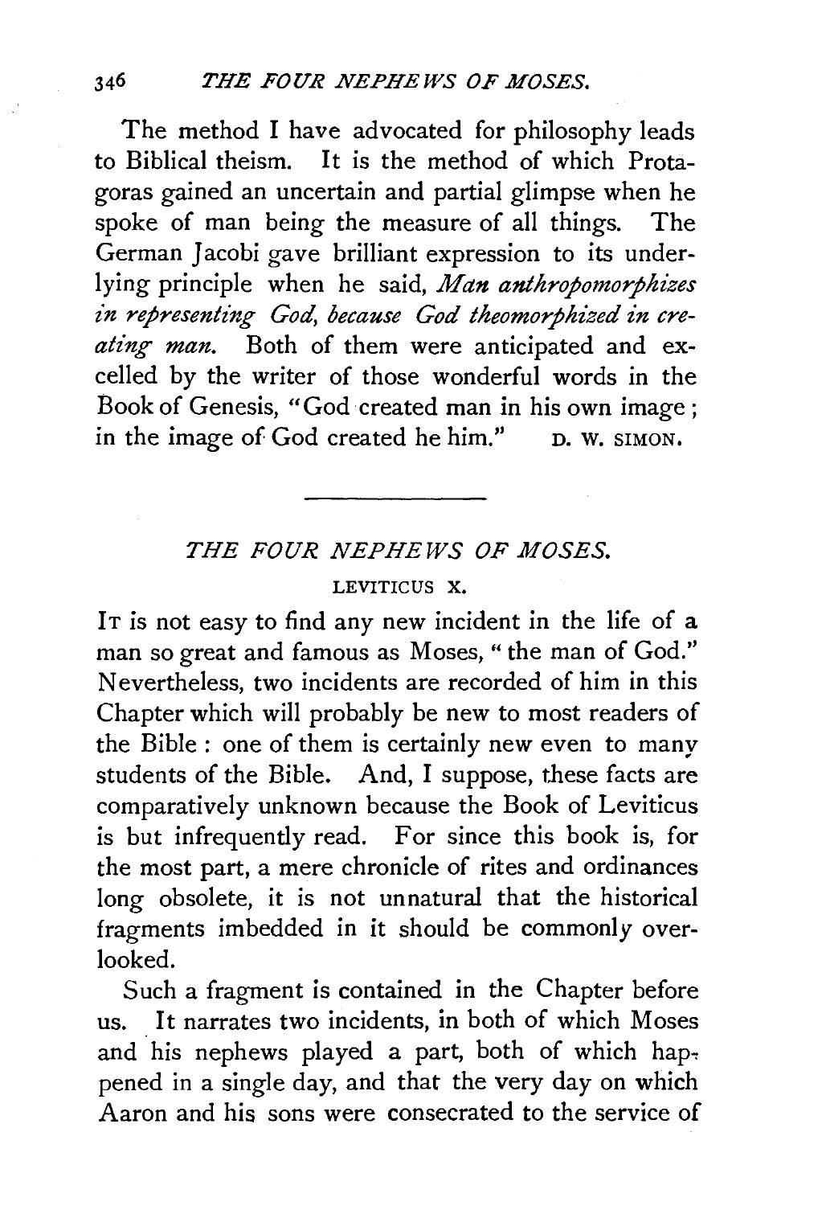The method I have advocated for philosophy leads to Biblical theism. It is the method of which Protagoras gained an uncertain and partial glimpse when he spoke of man being the measure of all things. The German Jacobi gave brilliant expression to its underlying principle when he said, *Man anthropomorphizes in representing God, because God theomorphized in creating man.* Both of them were anticipated and excelled by the writer of those wonderful words in the Book of Genesis, "God created man in his own image; in the image of God created he him." D. W. SIMON.

---

## *THE FOUR NEPHEWS OF MOSES.*

### LEVITICUS X.

IT is not easy to find any new incident in the life of a man so great and famous as Moses, "the man of God." Nevertheless, two incidents are recorded of him in this Chapter which will probably be new to most readers of the Bible: one of them is certainly new even to many students of the Bible. And, I suppose, these facts are comparatively unknown because the Book of Leviticus is but infrequently read. For since this book is, for the most part, a mere chronicle of rites and ordinances long obsolete, it is not unnatural that the historical fragments imbedded in it should be commonly overlooked.

Such a fragment is contained in the Chapter before us. It narrates two incidents, in both of which Moses and his nephews played a part, both of which happened in a single day, and that the very day on which Aaron and his sons were consecrated to the service of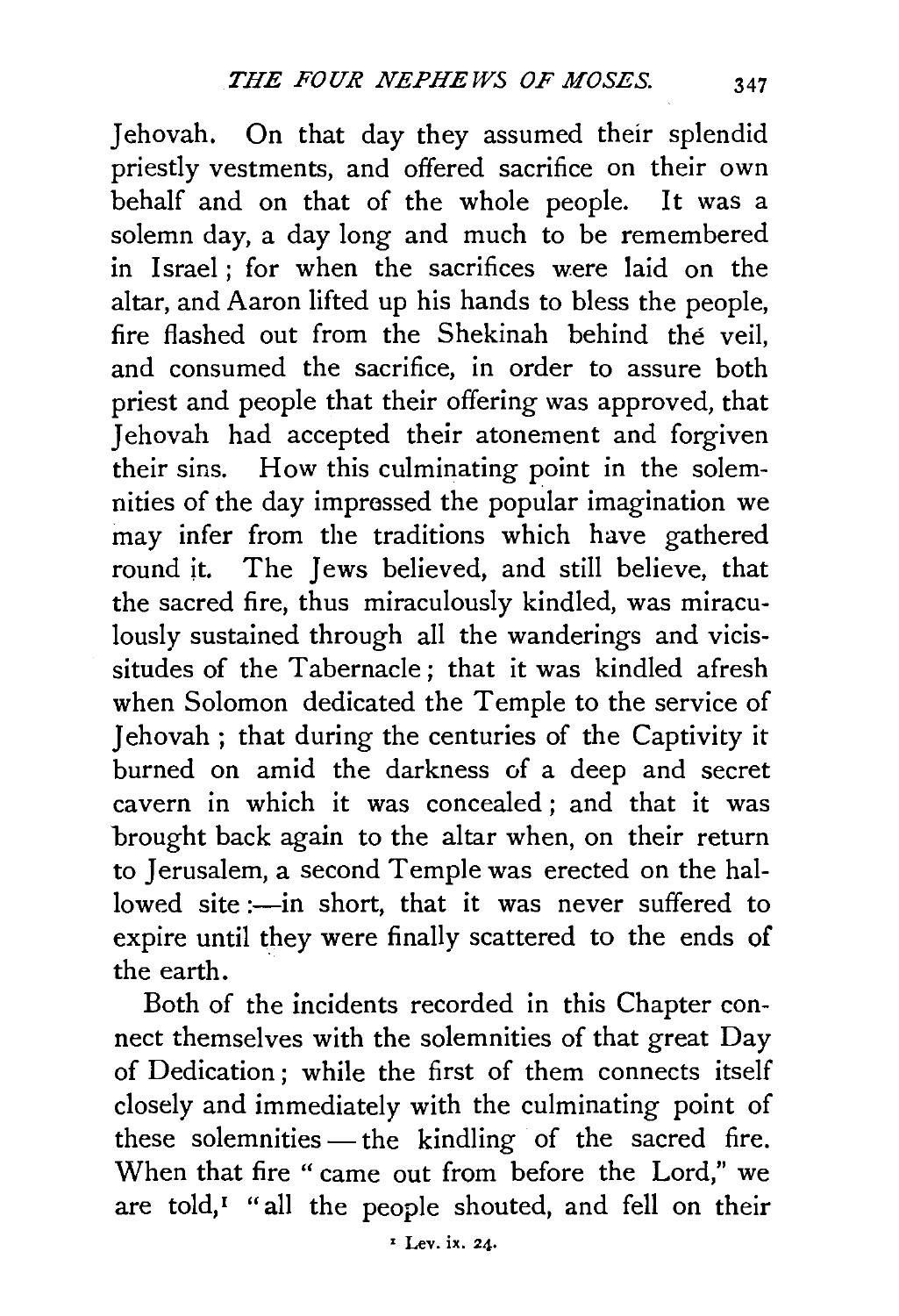Jehovah. On that day they assumed their splendid priestly vestments, and offered sacrifice on their own behalf and on that of the whole people. It was a solemn day, a day long and much to be remembered in Israel; for when the sacrifices were laid on the altar, and Aaron lifted up his hands to bless the people, fire flashed out from the Shekinah behind the veil, and consumed the sacrifice, in order to assure both priest and people that their offering was approved, that Jehovah had accepted their atonement and forgiven their sins. How this culminating point in the solemnities of the day impressed the popular imagination we may infer from the traditions which have gathered round it. The Jews believed, and still believe, that the sacred fire, thus miraculously kindled, was miraculously sustained through all the wanderings and vicissitudes of the Tabernacle; that it was kindled afresh when Solomon dedicated the Temple to the service of Jehovah; that during the centuries of the Captivity it burned on amid the darkness of a deep and secret cavern in which it was concealed; and that it was brought back again to the altar when, on their return to Jerusalem, a second Temple was erected on the hallowed site:—in short, that it was never suffered to expire until they were finally scattered to the ends of the earth.

Both of the incidents recorded in this Chapter connect themselves with the solemnities of that great Day of Dedication; while the first of them connects itself closely and immediately with the culminating point of these solemnities — the kindling of the sacred fire. When that fire "came out from before the Lord," we are told,[1] "all the people shouted, and fell on their

[1] Lev. ix. 24.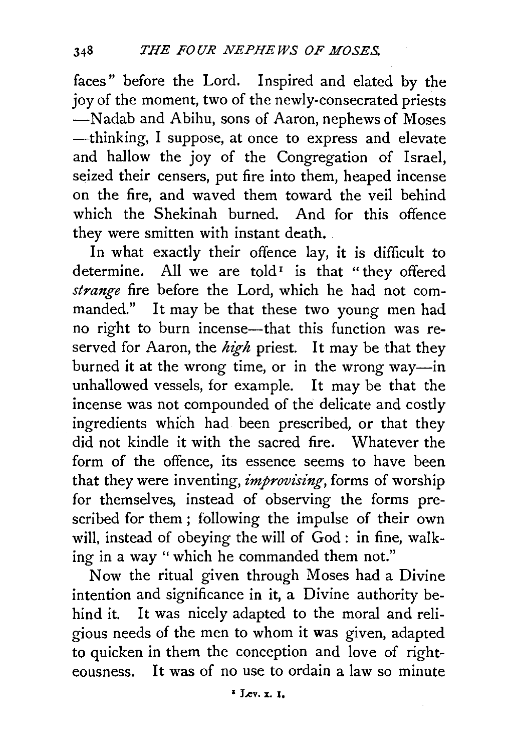faces" before the Lord. Inspired and elated by the joy of the moment, two of the newly-consecrated priests —Nadab and Abihu, sons of Aaron, nephews of Moses —thinking, I suppose, at once to express and elevate and hallow the joy of the Congregation of Israel, seized their censers, put fire into them, heaped incense on the fire, and waved them toward the veil behind which the Shekinah burned. And for this offence they were smitten with instant death.

In what exactly their offence lay, it is difficult to determine. All we are told[1] is that "they offered *strange* fire before the Lord, which he had not commanded." It may be that these two young men had no right to burn incense—that this function was reserved for Aaron, the *high* priest. It may be that they burned it at the wrong time, or in the wrong way—in unhallowed vessels, for example. It may be that the incense was not compounded of the delicate and costly ingredients which had been prescribed, or that they did not kindle it with the sacred fire. Whatever the form of the offence, its essence seems to have been that they were inventing, *improvising*, forms of worship for themselves, instead of observing the forms prescribed for them; following the impulse of their own will, instead of obeying the will of God: in fine, walking in a way "which he commanded them not."

Now the ritual given through Moses had a Divine intention and significance in it, a Divine authority behind it. It was nicely adapted to the moral and religious needs of the men to whom it was given, adapted to quicken in them the conception and love of righteousness. It was of no use to ordain a law so minute

[1] Lev. x. 1.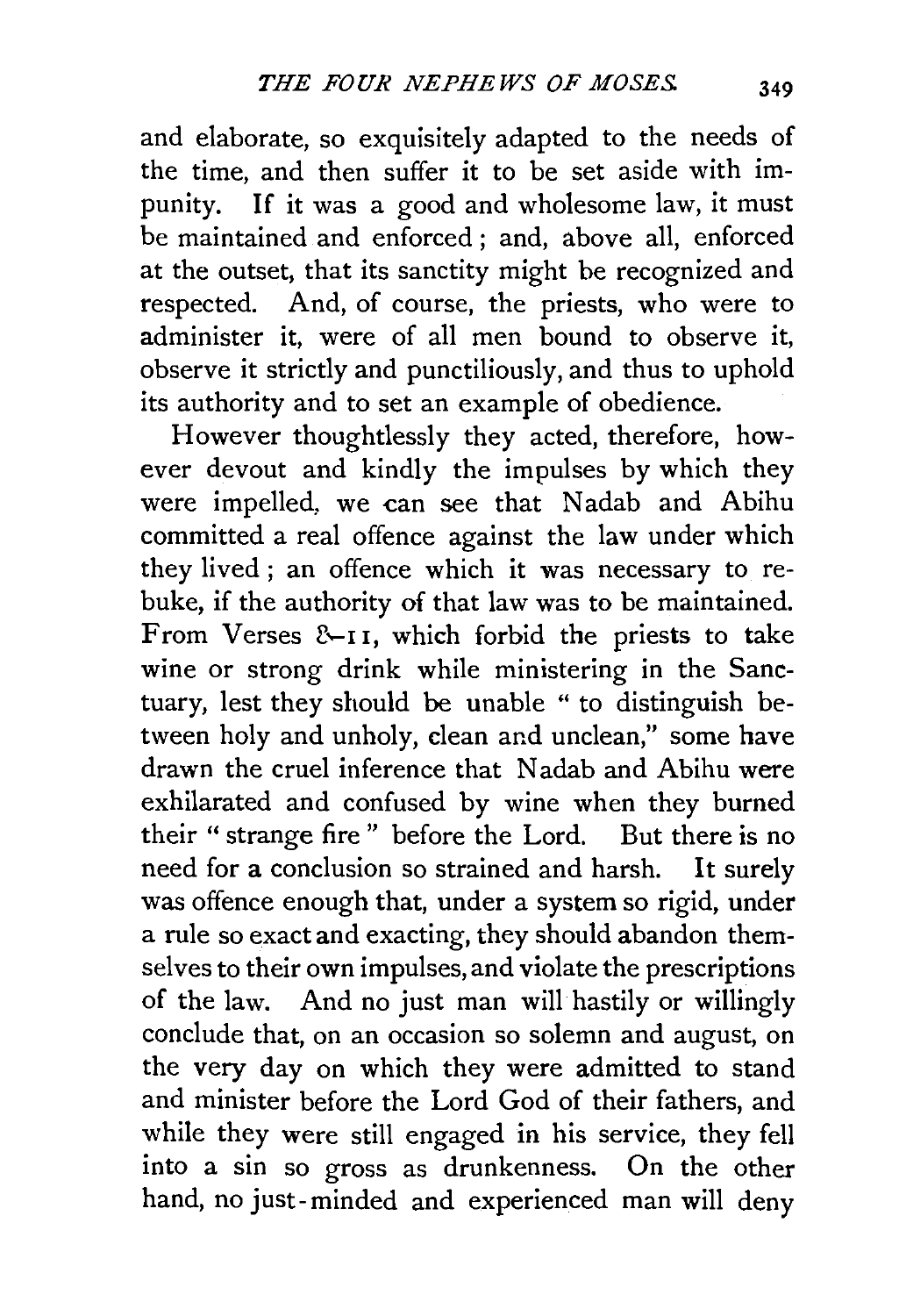and elaborate, so exquisitely adapted to the needs of the time, and then suffer it to be set aside with impunity. If it was a good and wholesome law, it must be maintained and enforced; and, above all, enforced at the outset, that its sanctity might be recognized and respected. And, of course, the priests, who were to administer it, were of all men bound to observe it, observe it strictly and punctiliously, and thus to uphold its authority and to set an example of obedience.

However thoughtlessly they acted, therefore, however devout and kindly the impulses by which they were impelled, we can see that Nadab and Abihu committed a real offence against the law under which they lived; an offence which it was necessary to rebuke, if the authority of that law was to be maintained. From Verses 8–11, which forbid the priests to take wine or strong drink while ministering in the Sanctuary, lest they should be unable "to distinguish between holy and unholy, clean and unclean," some have drawn the cruel inference that Nadab and Abihu were exhilarated and confused by wine when they burned their "strange fire" before the Lord. But there is no need for a conclusion so strained and harsh. It surely was offence enough that, under a system so rigid, under a rule so exact and exacting, they should abandon themselves to their own impulses, and violate the prescriptions of the law. And no just man will hastily or willingly conclude that, on an occasion so solemn and august, on the very day on which they were admitted to stand and minister before the Lord God of their fathers, and while they were still engaged in his service, they fell into a sin so gross as drunkenness. On the other hand, no just-minded and experienced man will deny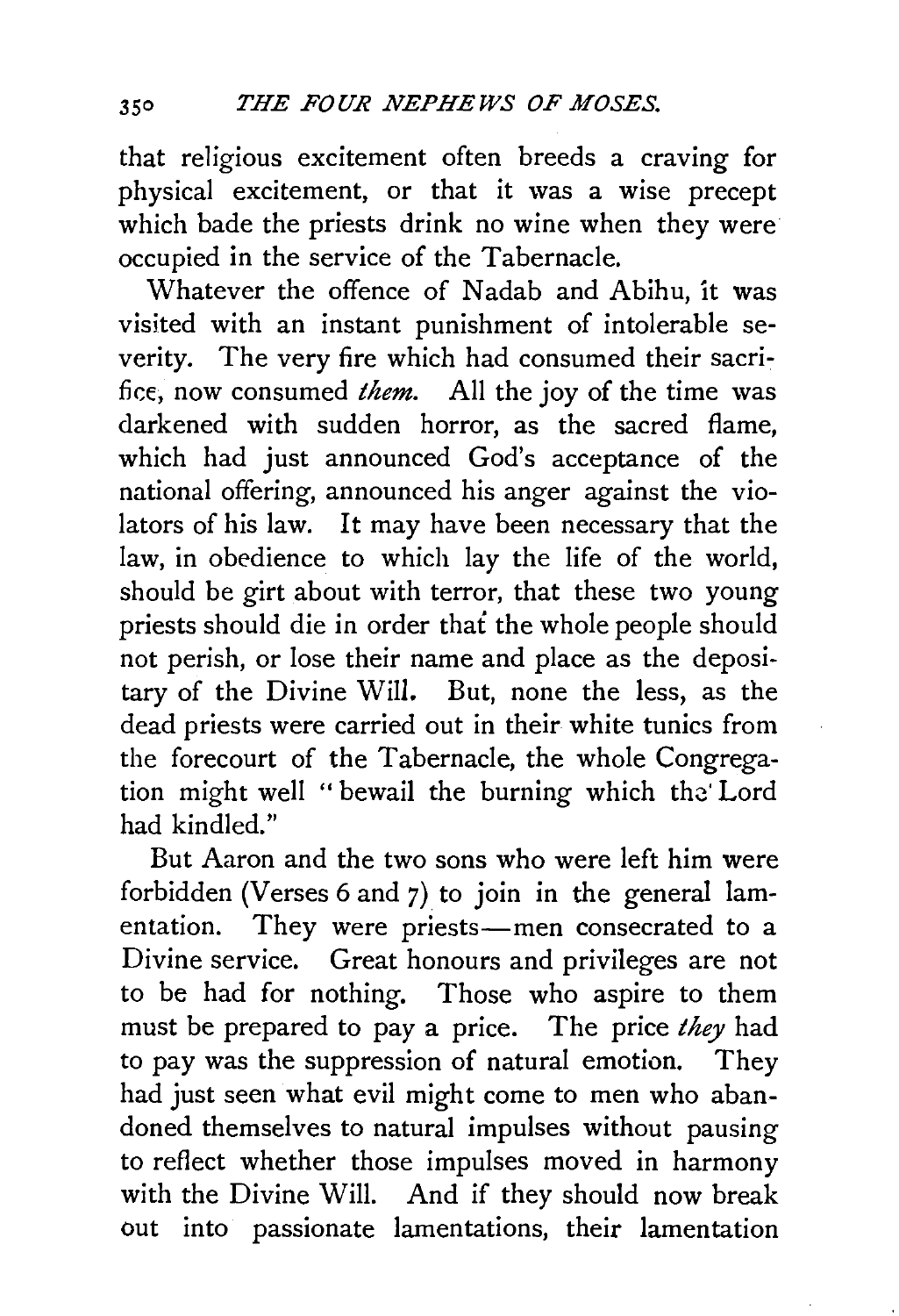that religious excitement often breeds a craving for physical excitement, or that it was a wise precept which bade the priests drink no wine when they were occupied in the service of the Tabernacle.

Whatever the offence of Nadab and Abihu, it was visited with an instant punishment of intolerable severity. The very fire which had consumed their sacrifice, now consumed *them.* All the joy of the time was darkened with sudden horror, as the sacred flame, which had just announced God's acceptance of the national offering, announced his anger against the violators of his law. It may have been necessary that the law, in obedience to which lay the life of the world, should be girt about with terror, that these two young priests should die in order that the whole people should not perish, or lose their name and place as the depositary of the Divine Will. But, none the less, as the dead priests were carried out in their white tunics from the forecourt of the Tabernacle, the whole Congregation might well "bewail the burning which the Lord had kindled."

But Aaron and the two sons who were left him were forbidden (Verses 6 and 7) to join in the general lamentation. They were priests—men consecrated to a Divine service. Great honours and privileges are not to be had for nothing. Those who aspire to them must be prepared to pay a price. The price *they* had to pay was the suppression of natural emotion. They had just seen what evil might come to men who abandoned themselves to natural impulses without pausing to reflect whether those impulses moved in harmony with the Divine Will. And if they should now break out into passionate lamentations, their lamentation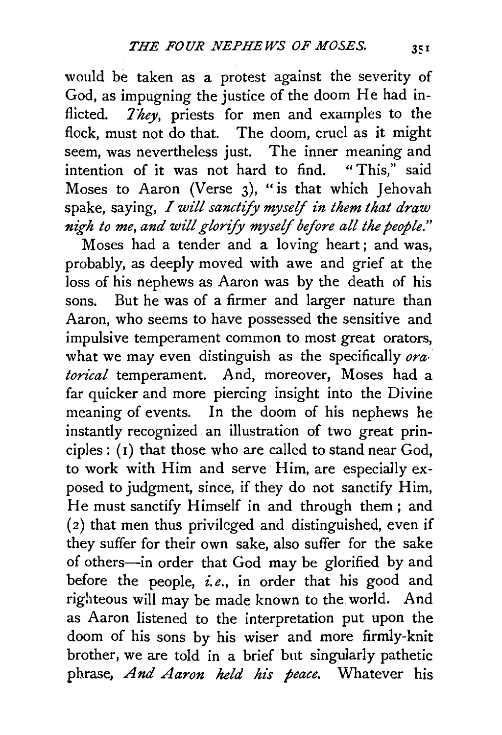would be taken as a protest against the severity of God, as impugning the justice of the doom He had inflicted. *They*, priests for men and examples to the flock, must not do that. The doom, cruel as it might seem, was nevertheless just. The inner meaning and intention of it was not hard to find. "This," said Moses to Aaron (Verse 3), "is that which Jehovah spake, saying, *I will sanctify myself in them that draw nigh to me, and will glorify myself before all the people.*"

Moses had a tender and a loving heart; and was, probably, as deeply moved with awe and grief at the loss of his nephews as Aaron was by the death of his sons. But he was of a firmer and larger nature than Aaron, who seems to have possessed the sensitive and impulsive temperament common to most great orators, what we may even distinguish as the specifically *oratorical* temperament. And, moreover, Moses had a far quicker and more piercing insight into the Divine meaning of events. In the doom of his nephews he instantly recognized an illustration of two great principles: (1) that those who are called to stand near God, to work with Him and serve Him, are especially exposed to judgment, since, if they do not sanctify Him, He must sanctify Himself in and through them; and (2) that men thus privileged and distinguished, even if they suffer for their own sake, also suffer for the sake of others—in order that God may be glorified by and before the people, *i.e.*, in order that his good and righteous will may be made known to the world. And as Aaron listened to the interpretation put upon the doom of his sons by his wiser and more firmly-knit brother, we are told in a brief but singularly pathetic phrase, *And Aaron held his peace.* Whatever his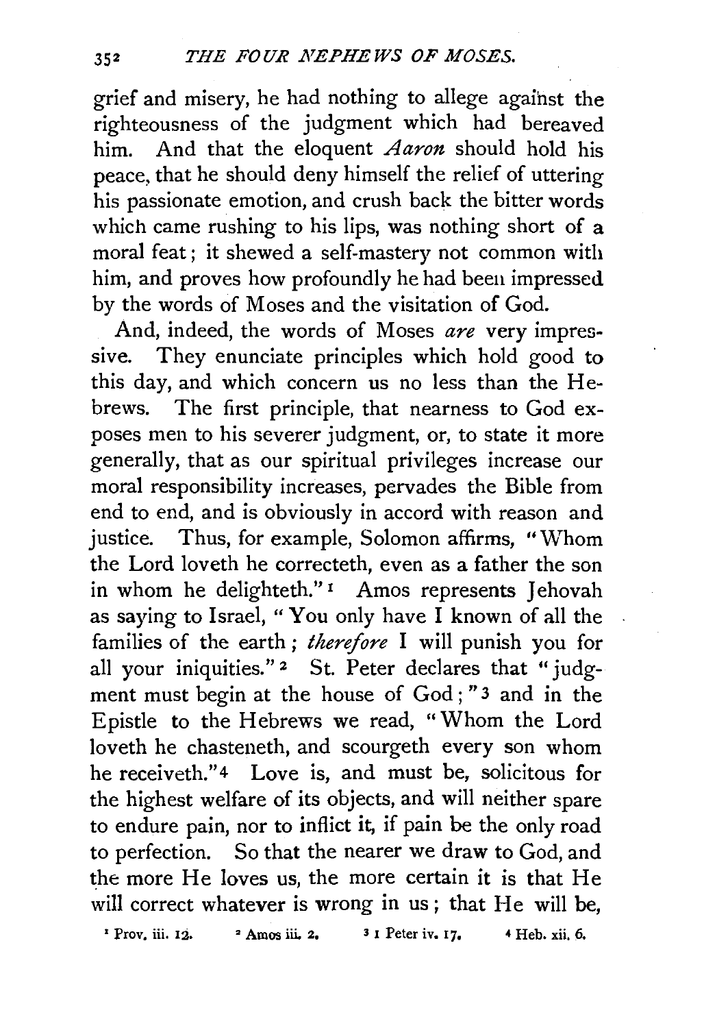grief and misery, he had nothing to allege against the righteousness of the judgment which had bereaved him. And that the eloquent *Aaron* should hold his peace, that he should deny himself the relief of uttering his passionate emotion, and crush back the bitter words which came rushing to his lips, was nothing short of a moral feat; it shewed a self-mastery not common with him, and proves how profoundly he had been impressed by the words of Moses and the visitation of God.

And, indeed, the words of Moses *are* very impressive. They enunciate principles which hold good to this day, and which concern us no less than the Hebrews. The first principle, that nearness to God exposes men to his severer judgment, or, to state it more generally, that as our spiritual privileges increase our moral responsibility increases, pervades the Bible from end to end, and is obviously in accord with reason and justice. Thus, for example, Solomon affirms, "Whom the Lord loveth he correcteth, even as a father the son in whom he delighteth."[1] Amos represents Jehovah as saying to Israel, "You only have I known of all the families of the earth; *therefore* I will punish you for all your iniquities."[2] St. Peter declares that "judgment must begin at the house of God;"[3] and in the Epistle to the Hebrews we read, "Whom the Lord loveth he chasteneth, and scourgeth every son whom he receiveth."[4] Love is, and must be, solicitous for the highest welfare of its objects, and will neither spare to endure pain, nor to inflict it, if pain be the only road to perfection. So that the nearer we draw to God, and the more He loves us, the more certain it is that He will correct whatever is wrong in us; that He will be,

[1] Prov. iii. 12. [2] Amos iii. 2. [3] 1 Peter iv. 17. [4] Heb. xii. 6.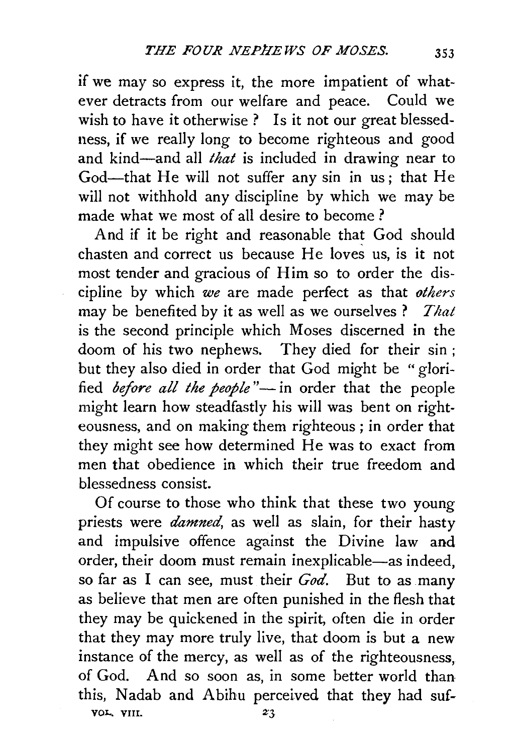if we may so express it, the more impatient of whatever detracts from our welfare and peace. Could we wish to have it otherwise? Is it not our great blessedness, if we really long to become righteous and good and kind—and all *that* is included in drawing near to God—that He will not suffer any sin in us; that He will not withhold any discipline by which we may be made what we most of all desire to become?

And if it be right and reasonable that God should chasten and correct us because He loves us, is it not most tender and gracious of Him so to order the discipline by which *we* are made perfect as that *others* may be benefited by it as well as we ourselves? *That* is the second principle which Moses discerned in the doom of his two nephews. They died for their sin; but they also died in order that God might be "glorified *before all the people*"—in order that the people might learn how steadfastly his will was bent on righteousness, and on making them righteous; in order that they might see how determined He was to exact from men that obedience in which their true freedom and blessedness consist.

Of course to those who think that these two young priests were *damned*, as well as slain, for their hasty and impulsive offence against the Divine law and order, their doom must remain inexplicable—as indeed, so far as I can see, must their *God*. But to as many as believe that men are often punished in the flesh that they may be quickened in the spirit, often die in order that they may more truly live, that doom is but a new instance of the mercy, as well as of the righteousness, of God. And so soon as, in some better world than this, Nadab and Abihu perceived that they had suf-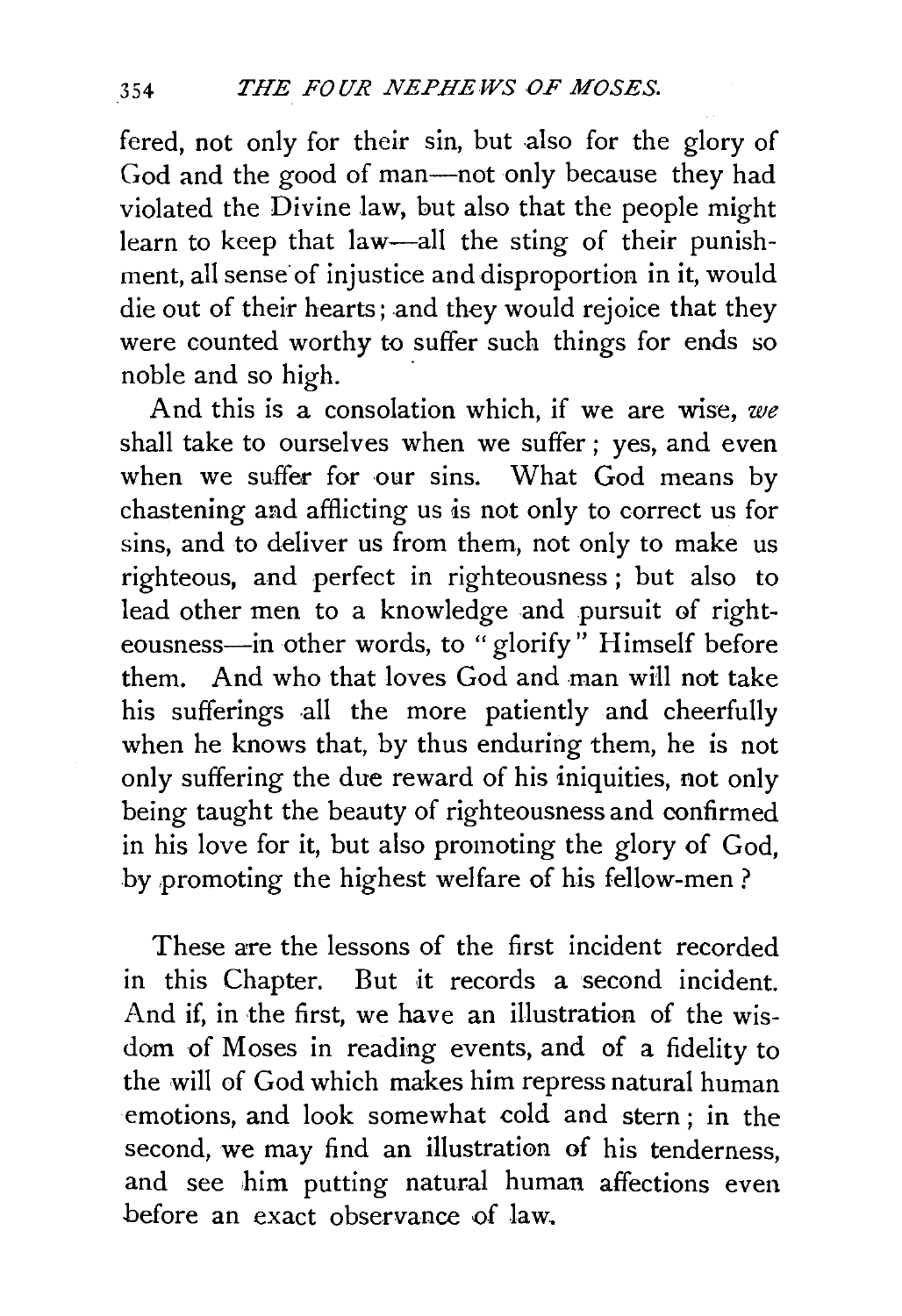fered, not only for their sin, but also for the glory of God and the good of man—not only because they had violated the Divine law, but also that the people might learn to keep that law—all the sting of their punishment, all sense of injustice and disproportion in it, would die out of their hearts; and they would rejoice that they were counted worthy to suffer such things for ends so noble and so high.

And this is a consolation which, if we are wise, *we* shall take to ourselves when we suffer; yes, and even when we suffer for our sins. What God means by chastening and afflicting us is not only to correct us for sins, and to deliver us from them, not only to make us righteous, and perfect in righteousness; but also to lead other men to a knowledge and pursuit of righteousness—in other words, to "glorify" Himself before them. And who that loves God and man will not take his sufferings all the more patiently and cheerfully when he knows that, by thus enduring them, he is not only suffering the due reward of his iniquities, not only being taught the beauty of righteousness and confirmed in his love for it, but also promoting the glory of God, by promoting the highest welfare of his fellow-men?

These are the lessons of the first incident recorded in this Chapter. But it records a second incident. And if, in the first, we have an illustration of the wisdom of Moses in reading events, and of a fidelity to the will of God which makes him repress natural human emotions, and look somewhat cold and stern; in the second, we may find an illustration of his tenderness, and see him putting natural human affections even before an exact observance of law.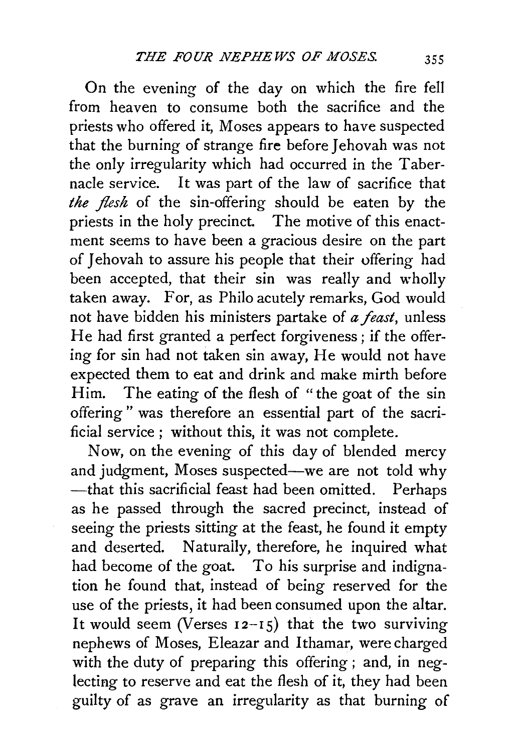On the evening of the day on which the fire fell from heaven to consume both the sacrifice and the priests who offered it, Moses appears to have suspected that the burning of strange fire before Jehovah was not the only irregularity which had occurred in the Tabernacle service. It was part of the law of sacrifice that *the flesh* of the sin-offering should be eaten by the priests in the holy precinct. The motive of this enactment seems to have been a gracious desire on the part of Jehovah to assure his people that their offering had been accepted, that their sin was really and wholly taken away. For, as Philo acutely remarks, God would not have bidden his ministers partake of *a feast*, unless He had first granted a perfect forgiveness; if the offering for sin had not taken sin away, He would not have expected them to eat and drink and make mirth before Him. The eating of the flesh of "the goat of the sin offering" was therefore an essential part of the sacrificial service; without this, it was not complete.

Now, on the evening of this day of blended mercy and judgment, Moses suspected—we are not told why—that this sacrificial feast had been omitted. Perhaps as he passed through the sacred precinct, instead of seeing the priests sitting at the feast, he found it empty and deserted. Naturally, therefore, he inquired what had become of the goat. To his surprise and indignation he found that, instead of being reserved for the use of the priests, it had been consumed upon the altar. It would seem (Verses 12–15) that the two surviving nephews of Moses, Eleazar and Ithamar, were charged with the duty of preparing this offering; and, in neglecting to reserve and eat the flesh of it, they had been guilty of as grave an irregularity as that burning of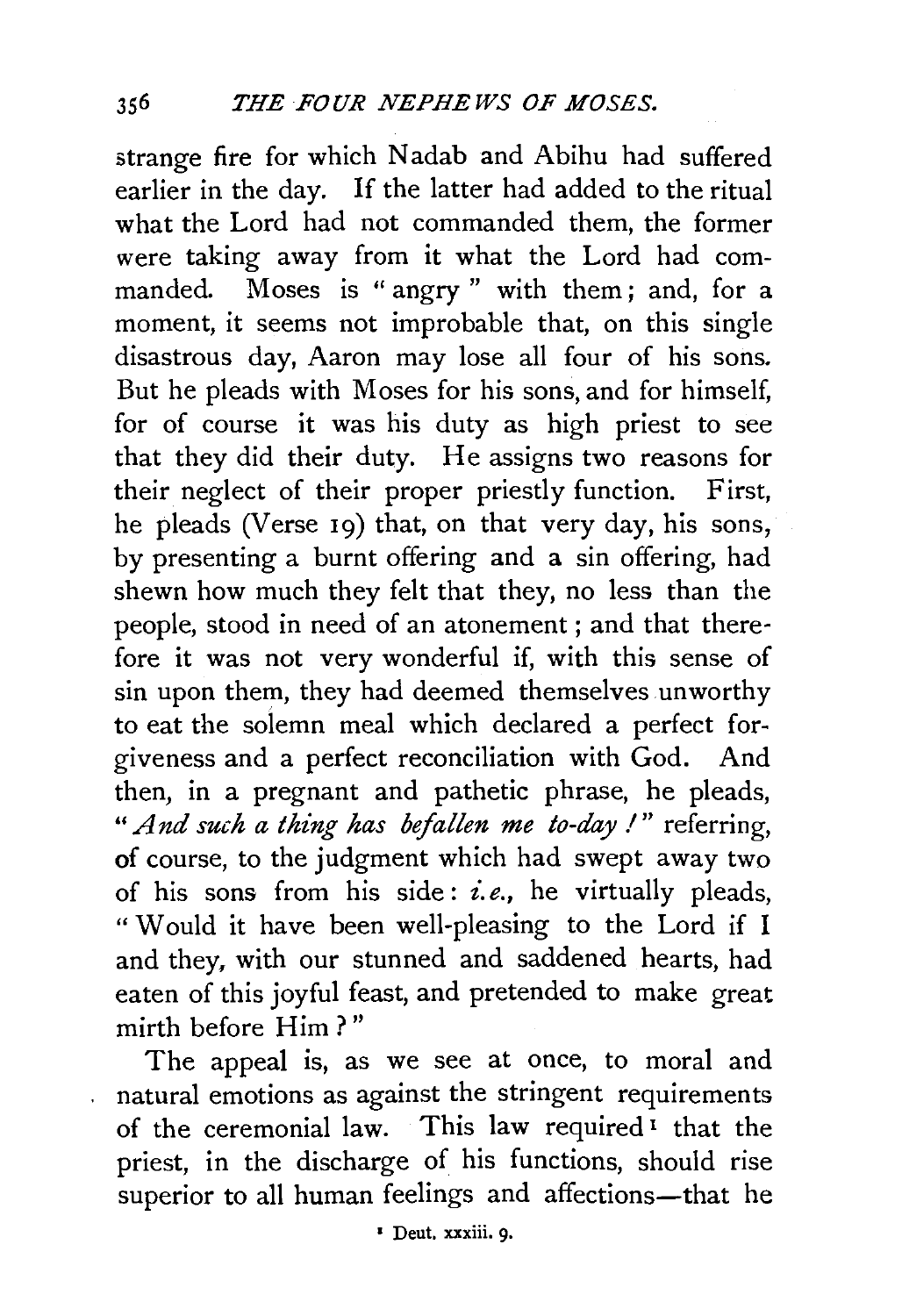strange fire for which Nadab and Abihu had suffered earlier in the day. If the latter had added to the ritual what the Lord had not commanded them, the former were taking away from it what the Lord had commanded. Moses is "angry" with them; and, for a moment, it seems not improbable that, on this single disastrous day, Aaron may lose all four of his sons. But he pleads with Moses for his sons, and for himself, for of course it was his duty as high priest to see that they did their duty. He assigns two reasons for their neglect of their proper priestly function. First, he pleads (Verse 19) that, on that very day, his sons, by presenting a burnt offering and a sin offering, had shewn how much they felt that they, no less than the people, stood in need of an atonement; and that therefore it was not very wonderful if, with this sense of sin upon them, they had deemed themselves unworthy to eat the solemn meal which declared a perfect forgiveness and a perfect reconciliation with God. And then, in a pregnant and pathetic phrase, he pleads, "*And such a thing has befallen me to-day!*" referring, of course, to the judgment which had swept away two of his sons from his side: *i.e.*, he virtually pleads, "Would it have been well-pleasing to the Lord if I and they, with our stunned and saddened hearts, had eaten of this joyful feast, and pretended to make great mirth before Him?"

The appeal is, as we see at once, to moral and natural emotions as against the stringent requirements of the ceremonial law. This law required[1] that the priest, in the discharge of his functions, should rise superior to all human feelings and affections—that he

[1] Deut. xxxiii. 9.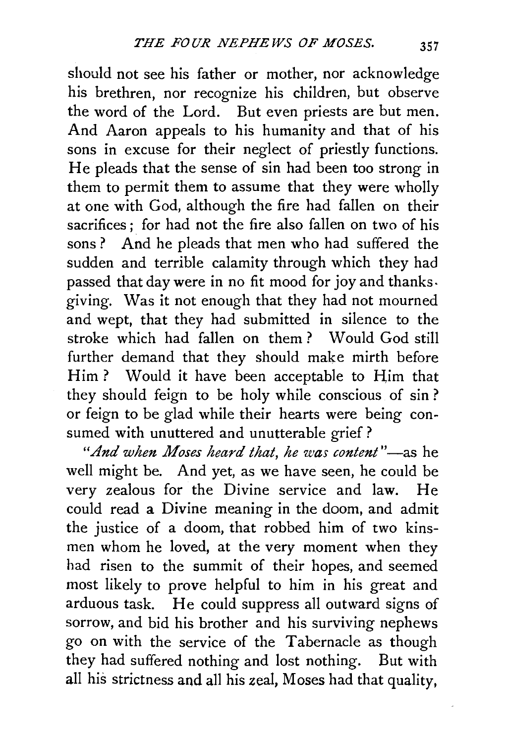should not see his father or mother, nor acknowledge his brethren, nor recognize his children, but observe the word of the Lord. But even priests are but men. And Aaron appeals to his humanity and that of his sons in excuse for their neglect of priestly functions. He pleads that the sense of sin had been too strong in them to permit them to assume that they were wholly at one with God, although the fire had fallen on their sacrifices; for had not the fire also fallen on two of his sons? And he pleads that men who had suffered the sudden and terrible calamity through which they had passed that day were in no fit mood for joy and thanksgiving. Was it not enough that they had not mourned and wept, that they had submitted in silence to the stroke which had fallen on them? Would God still further demand that they should make mirth before Him? Would it have been acceptable to Him that they should feign to be holy while conscious of sin? or feign to be glad while their hearts were being consumed with unuttered and unutterable grief?

*"And when Moses heard that, he was content"*—as he well might be. And yet, as we have seen, he could be very zealous for the Divine service and law. He could read a Divine meaning in the doom, and admit the justice of a doom, that robbed him of two kinsmen whom he loved, at the very moment when they had risen to the summit of their hopes, and seemed most likely to prove helpful to him in his great and arduous task. He could suppress all outward signs of sorrow, and bid his brother and his surviving nephews go on with the service of the Tabernacle as though they had suffered nothing and lost nothing. But with all his strictness and all his zeal, Moses had that quality,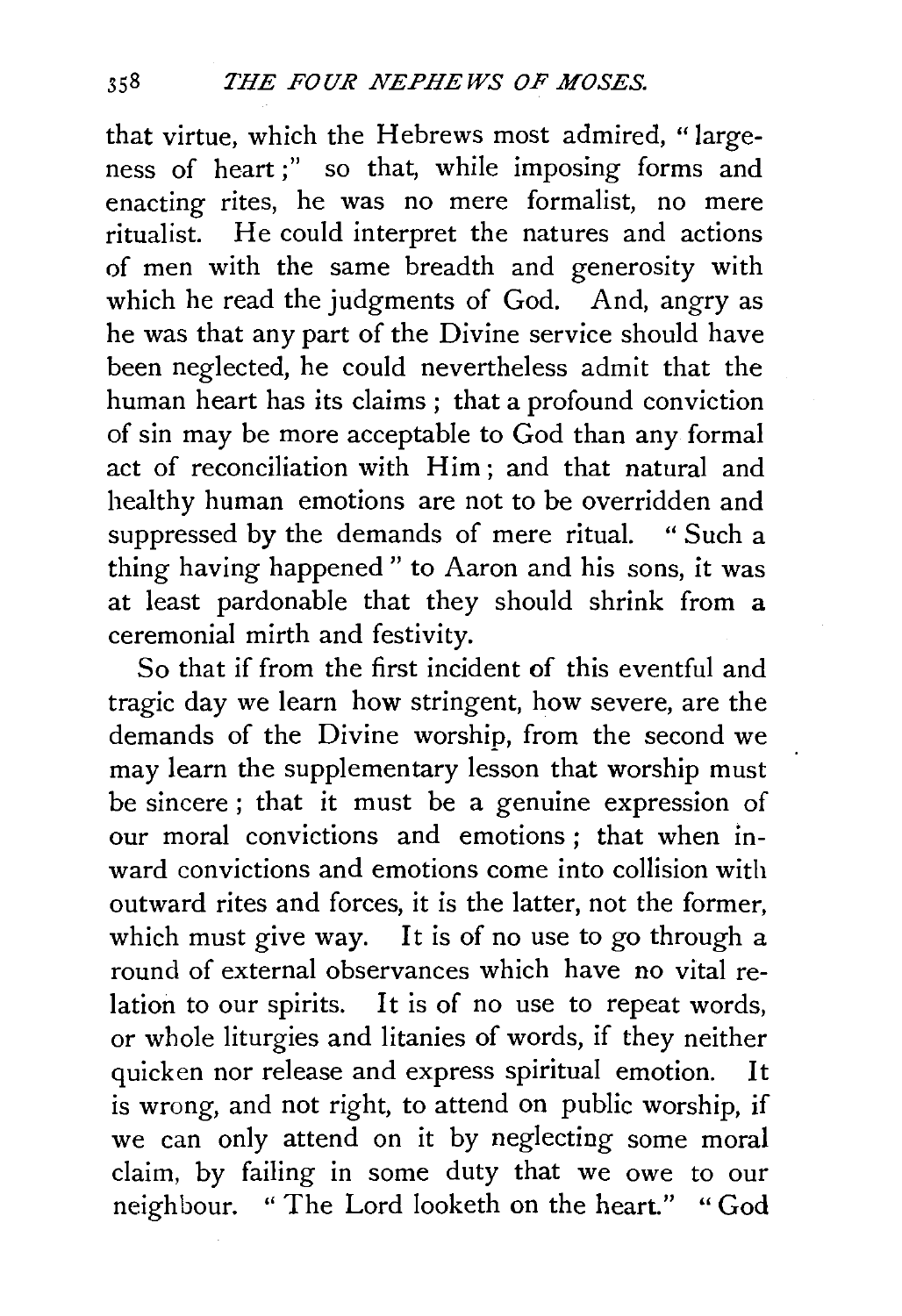that virtue, which the Hebrews most admired, "largeness of heart;" so that, while imposing forms and enacting rites, he was no mere formalist, no mere ritualist. He could interpret the natures and actions of men with the same breadth and generosity with which he read the judgments of God. And, angry as he was that any part of the Divine service should have been neglected, he could nevertheless admit that the human heart has its claims; that a profound conviction of sin may be more acceptable to God than any formal act of reconciliation with Him; and that natural and healthy human emotions are not to be overridden and suppressed by the demands of mere ritual. "Such a thing having happened" to Aaron and his sons, it was at least pardonable that they should shrink from a ceremonial mirth and festivity.

So that if from the first incident of this eventful and tragic day we learn how stringent, how severe, are the demands of the Divine worship, from the second we may learn the supplementary lesson that worship must be sincere; that it must be a genuine expression of our moral convictions and emotions; that when inward convictions and emotions come into collision with outward rites and forces, it is the latter, not the former, which must give way. It is of no use to go through a round of external observances which have no vital relation to our spirits. It is of no use to repeat words, or whole liturgies and litanies of words, if they neither quicken nor release and express spiritual emotion. It is wrong, and not right, to attend on public worship, if we can only attend on it by neglecting some moral claim, by failing in some duty that we owe to our neighbour. "The Lord looketh on the heart." "God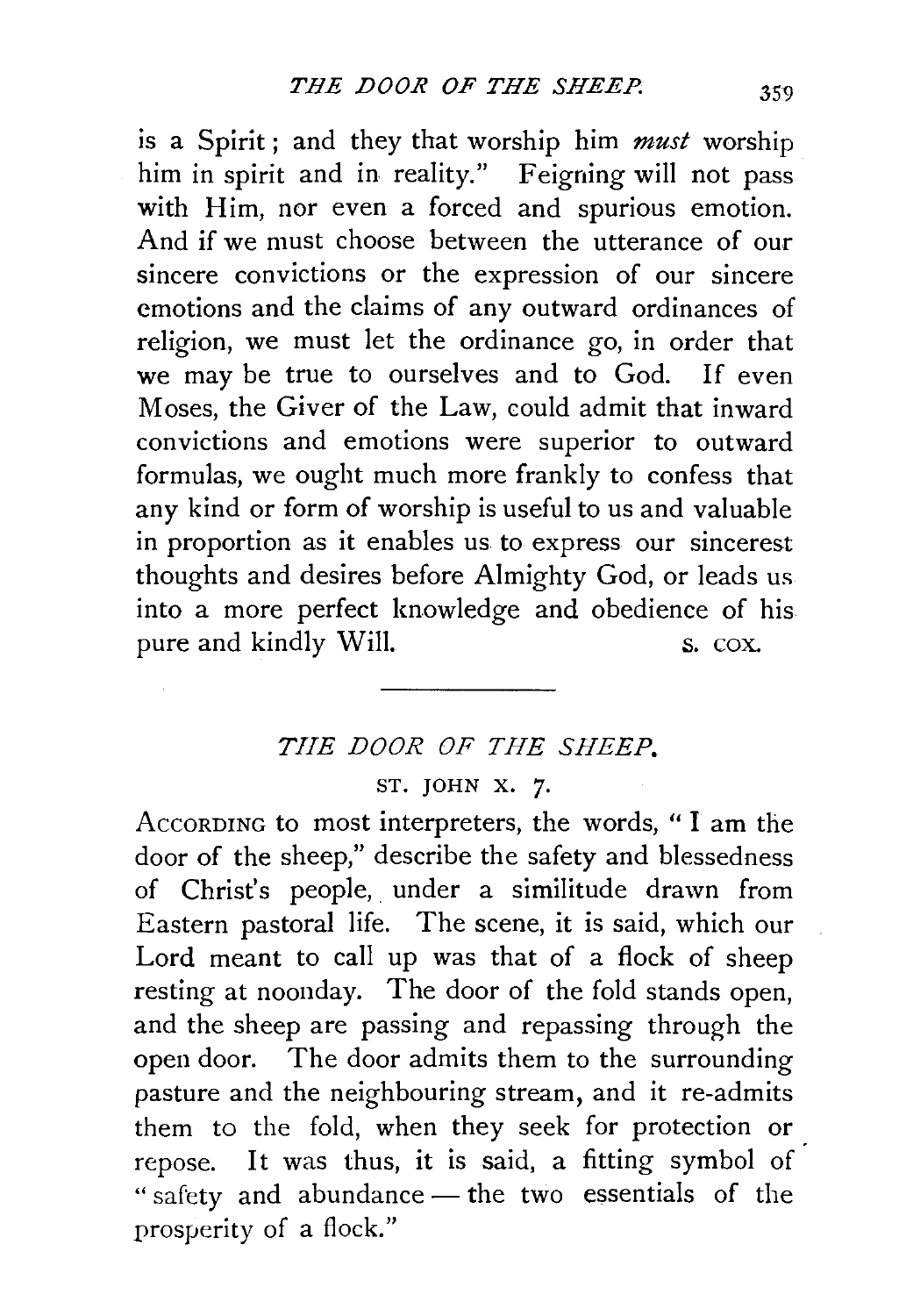is a Spirit; and they that worship him *must* worship him in spirit and in reality." Feigning will not pass with Him, nor even a forced and spurious emotion. And if we must choose between the utterance of our sincere convictions or the expression of our sincere emotions and the claims of any outward ordinances of religion, we must let the ordinance go, in order that we may be true to ourselves and to God. If even Moses, the Giver of the Law, could admit that inward convictions and emotions were superior to outward formulas, we ought much more frankly to confess that any kind or form of worship is useful to us and valuable in proportion as it enables us to express our sincerest thoughts and desires before Almighty God, or leads us into a more perfect knowledge and obedience of his pure and kindly Will.

S. COX.

---

## *THE DOOR OF THE SHEEP.*

ST. JOHN X. 7.

ACCORDING to most interpreters, the words, "I am the door of the sheep," describe the safety and blessedness of Christ's people, under a similitude drawn from Eastern pastoral life. The scene, it is said, which our Lord meant to call up was that of a flock of sheep resting at noonday. The door of the fold stands open, and the sheep are passing and repassing through the open door. The door admits them to the surrounding pasture and the neighbouring stream, and it re-admits them to the fold, when they seek for protection or repose. It was thus, it is said, a fitting symbol of "safety and abundance — the two essentials of the prosperity of a flock."